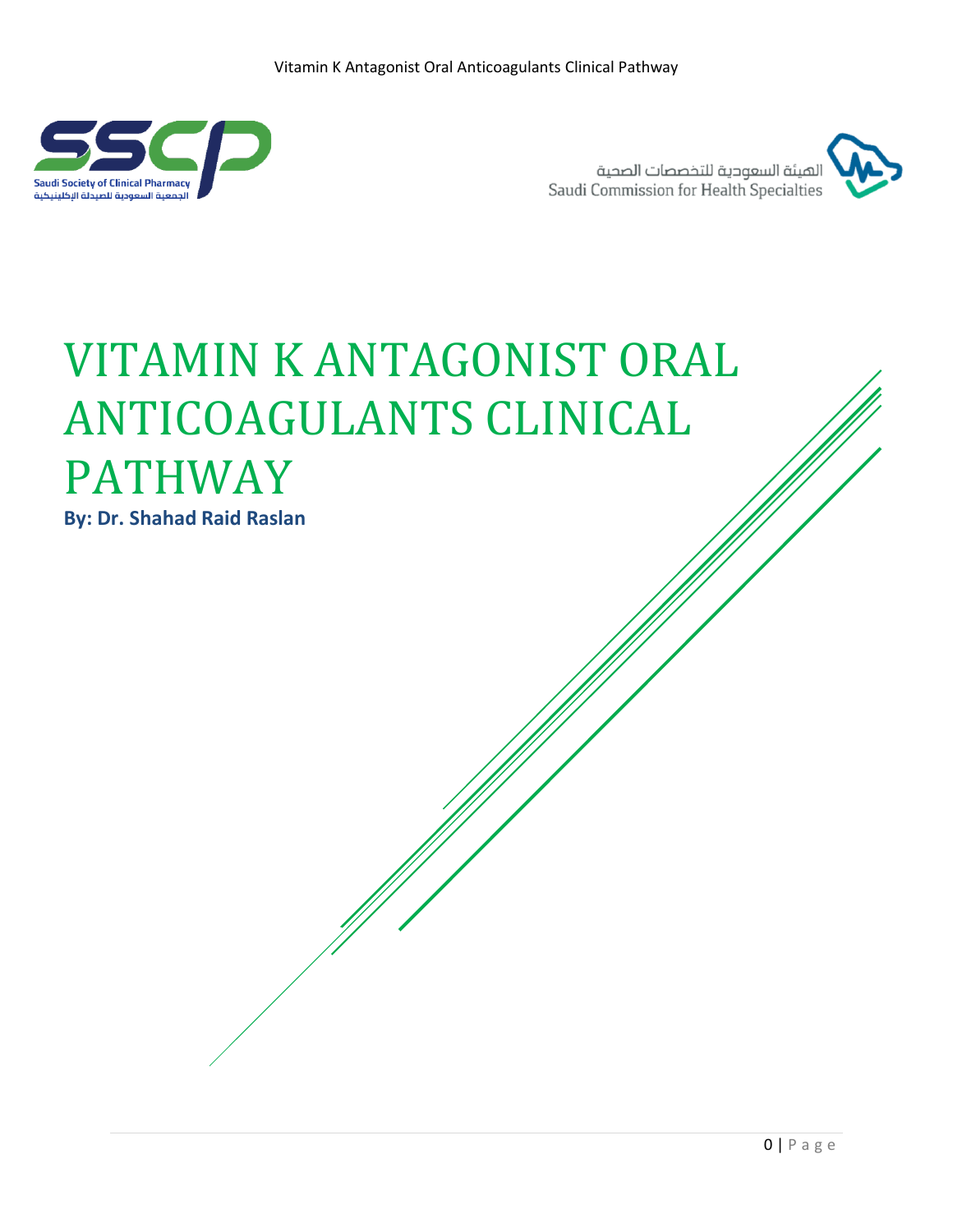Saudi Society of Clinical Pharmacy
الجمعية السعودية للصيدلة الإكلينيكية

الهيئة السعودية للتخصصات الصحية
Saudi Commission for Health Specialties

# VITAMIN K ANTAGONIST ORAL ANTICOAGULANTS CLINICAL PATHWAY

**By: Dr. Shahad Raid Raslan**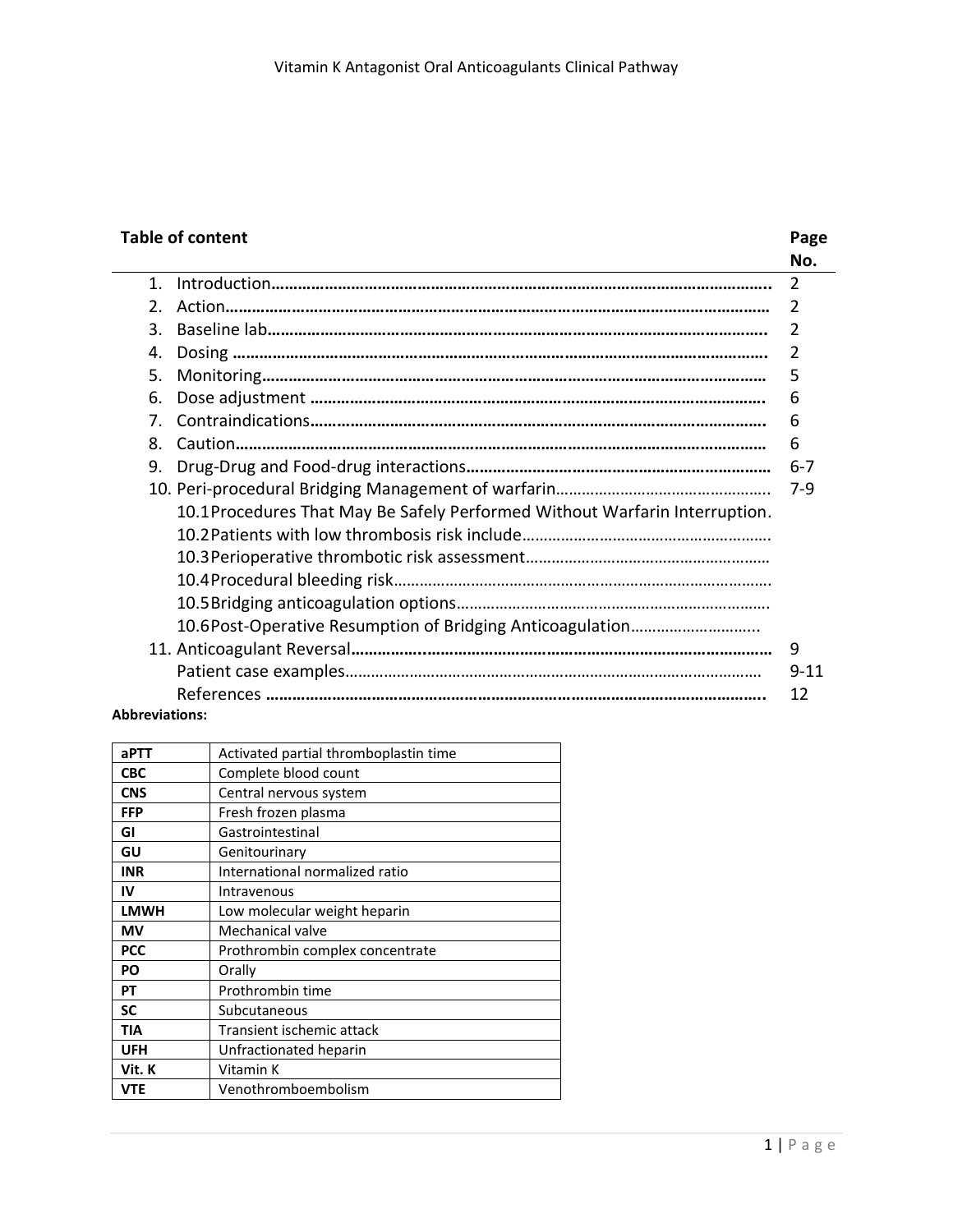## Table of content

| Table of content | Page No. |
|---|---|
| 1. Introduction | 2 |
| 2. Action | 2 |
| 3. Baseline lab | 2 |
| 4. Dosing | 2 |
| 5. Monitoring | 5 |
| 6. Dose adjustment | 6 |
| 7. Contraindications | 6 |
| 8. Caution | 6 |
| 9. Drug-Drug and Food-drug interactions | 6-7 |
| 10. Peri-procedural Bridging Management of warfarin | 7-9 |
| 10.1 Procedures That May Be Safely Performed Without Warfarin Interruption. | |
| 10.2 Patients with low thrombosis risk include | |
| 10.3 Perioperative thrombotic risk assessment | |
| 10.4 Procedural bleeding risk | |
| 10.5 Bridging anticoagulation options | |
| 10.6 Post-Operative Resumption of Bridging Anticoagulation | |
| 11. Anticoagulant Reversal | 9 |
| Patient case examples | 9-11 |
| References | 12 |

**Abbreviations:**

| | |
|---|---|
| **aPTT** | Activated partial thromboplastin time |
| **CBC** | Complete blood count |
| **CNS** | Central nervous system |
| **FFP** | Fresh frozen plasma |
| **GI** | Gastrointestinal |
| **GU** | Genitourinary |
| **INR** | International normalized ratio |
| **IV** | Intravenous |
| **LMWH** | Low molecular weight heparin |
| **MV** | Mechanical valve |
| **PCC** | Prothrombin complex concentrate |
| **PO** | Orally |
| **PT** | Prothrombin time |
| **SC** | Subcutaneous |
| **TIA** | Transient ischemic attack |
| **UFH** | Unfractionated heparin |
| **Vit. K** | Vitamin K |
| **VTE** | Venothromboembolism |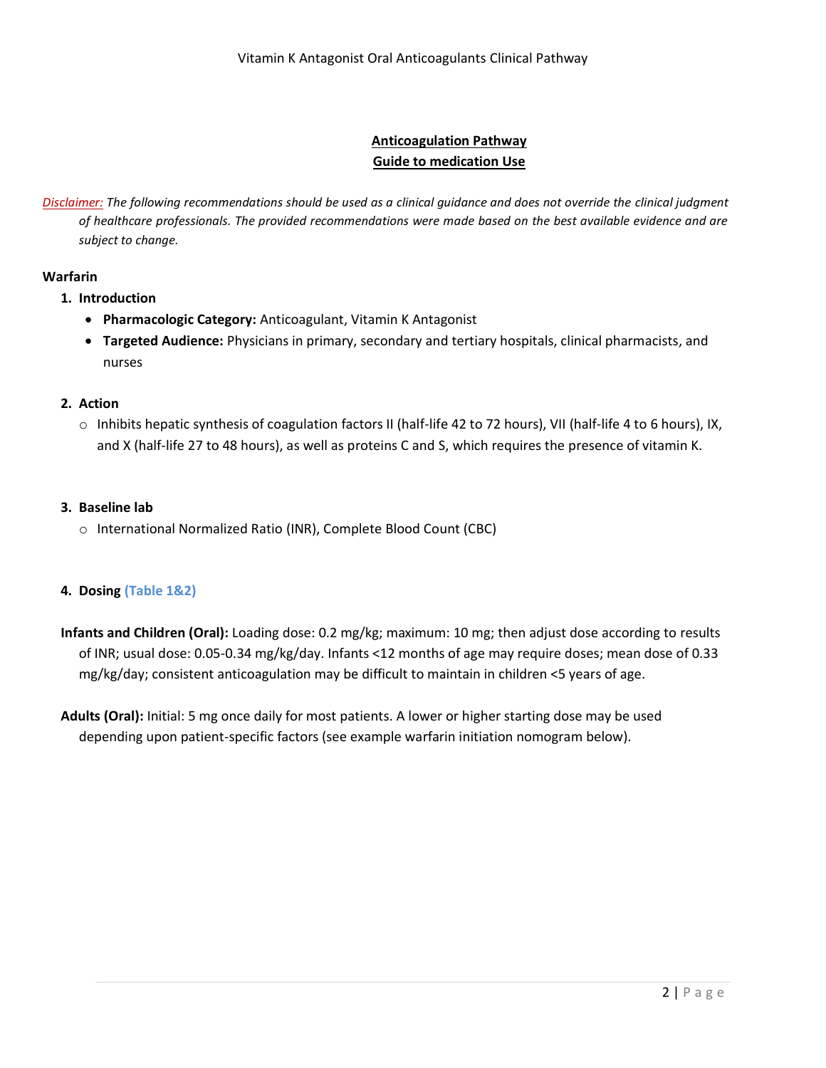## Anticoagulation Pathway
## Guide to medication Use

*Disclaimer: The following recommendations should be used as a clinical guidance and does not override the clinical judgment of healthcare professionals. The provided recommendations were made based on the best available evidence and are subject to change.*

### Warfarin

**1. Introduction**

- **Pharmacologic Category:** Anticoagulant, Vitamin K Antagonist
- **Targeted Audience:** Physicians in primary, secondary and tertiary hospitals, clinical pharmacists, and nurses

**2. Action**

- Inhibits hepatic synthesis of coagulation factors II (half-life 42 to 72 hours), VII (half-life 4 to 6 hours), IX, and X (half-life 27 to 48 hours), as well as proteins C and S, which requires the presence of vitamin K.

**3. Baseline lab**

- International Normalized Ratio (INR), Complete Blood Count (CBC)

**4. Dosing (Table 1&2)**

**Infants and Children (Oral):** Loading dose: 0.2 mg/kg; maximum: 10 mg; then adjust dose according to results of INR; usual dose: 0.05-0.34 mg/kg/day. Infants <12 months of age may require doses; mean dose of 0.33 mg/kg/day; consistent anticoagulation may be difficult to maintain in children <5 years of age.

**Adults (Oral):** Initial: 5 mg once daily for most patients. A lower or higher starting dose may be used depending upon patient-specific factors (see example warfarin initiation nomogram below).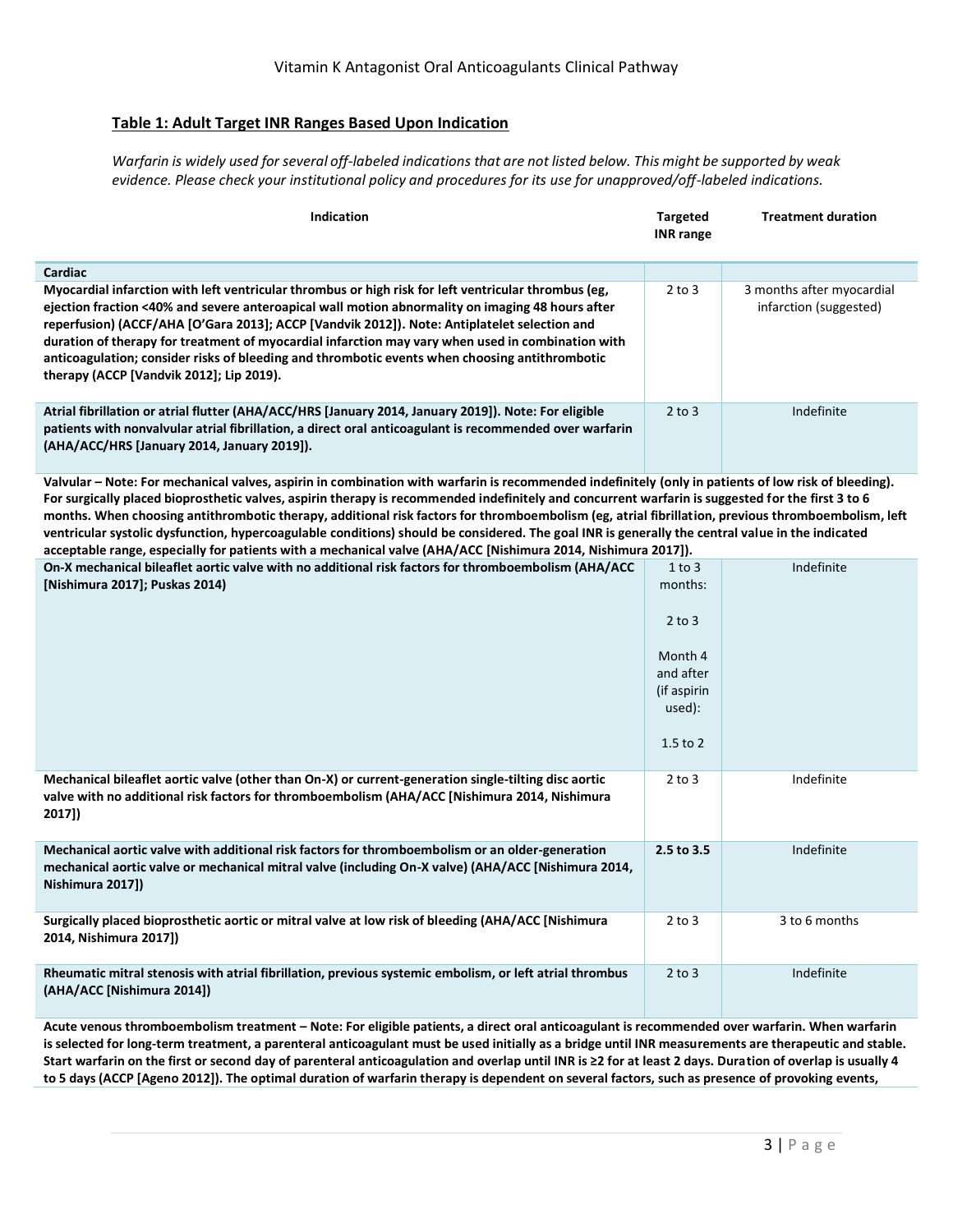## Table 1: Adult Target INR Ranges Based Upon Indication

*Warfarin is widely used for several off-labeled indications that are not listed below. This might be supported by weak evidence. Please check your institutional policy and procedures for its use for unapproved/off-labeled indications.*

| Indication | Targeted INR range | Treatment duration |
|---|---|---|
| **Cardiac** | | |
| **Myocardial infarction with left ventricular thrombus or high risk for left ventricular thrombus (eg, ejection fraction <40% and severe anteroapical wall motion abnormality on imaging 48 hours after reperfusion) (ACCF/AHA [O'Gara 2013]; ACCP [Vandvik 2012]). Note: Antiplatelet selection and duration of therapy for treatment of myocardial infarction may vary when used in combination with anticoagulation; consider risks of bleeding and thrombotic events when choosing antithrombotic therapy (ACCP [Vandvik 2012]; Lip 2019).** | 2 to 3 | 3 months after myocardial infarction (suggested) |
| **Atrial fibrillation or atrial flutter (AHA/ACC/HRS [January 2014, January 2019]). Note: For eligible patients with nonvalvular atrial fibrillation, a direct oral anticoagulant is recommended over warfarin (AHA/ACC/HRS [January 2014, January 2019]).** | 2 to 3 | Indefinite |
| **Valvular – Note: For mechanical valves, aspirin in combination with warfarin is recommended indefinitely (only in patients of low risk of bleeding). For surgically placed bioprosthetic valves, aspirin therapy is recommended indefinitely and concurrent warfarin is suggested for the first 3 to 6 months. When choosing antithrombotic therapy, additional risk factors for thromboembolism (eg, atrial fibrillation, previous thromboembolism, left ventricular systolic dysfunction, hypercoagulable conditions) should be considered. The goal INR is generally the central value in the indicated acceptable range, especially for patients with a mechanical valve (AHA/ACC [Nishimura 2014, Nishimura 2017]).** | | |
| **On-X mechanical bileaflet aortic valve with no additional risk factors for thromboembolism (AHA/ACC [Nishimura 2017]; Puskas 2014)** | 1 to 3 months: 2 to 3<br>Month 4 and after (if aspirin used): 1.5 to 2 | Indefinite |
| **Mechanical bileaflet aortic valve (other than On-X) or current-generation single-tilting disc aortic valve with no additional risk factors for thromboembolism (AHA/ACC [Nishimura 2014, Nishimura 2017])** | 2 to 3 | Indefinite |
| **Mechanical aortic valve with additional risk factors for thromboembolism or an older-generation mechanical aortic valve or mechanical mitral valve (including On-X valve) (AHA/ACC [Nishimura 2014, Nishimura 2017])** | **2.5 to 3.5** | Indefinite |
| **Surgically placed bioprosthetic aortic or mitral valve at low risk of bleeding (AHA/ACC [Nishimura 2014, Nishimura 2017])** | 2 to 3 | 3 to 6 months |
| **Rheumatic mitral stenosis with atrial fibrillation, previous systemic embolism, or left atrial thrombus (AHA/ACC [Nishimura 2014])** | 2 to 3 | Indefinite |
| **Acute venous thromboembolism treatment – Note: For eligible patients, a direct oral anticoagulant is recommended over warfarin. When warfarin is selected for long-term treatment, a parenteral anticoagulant must be used initially as a bridge until INR measurements are therapeutic and stable. Start warfarin on the first or second day of parenteral anticoagulation and overlap until INR is ≥2 for at least 2 days. Duration of overlap is usually 4 to 5 days (ACCP [Ageno 2012]). The optimal duration of warfarin therapy is dependent on several factors, such as presence of provoking events,** | | |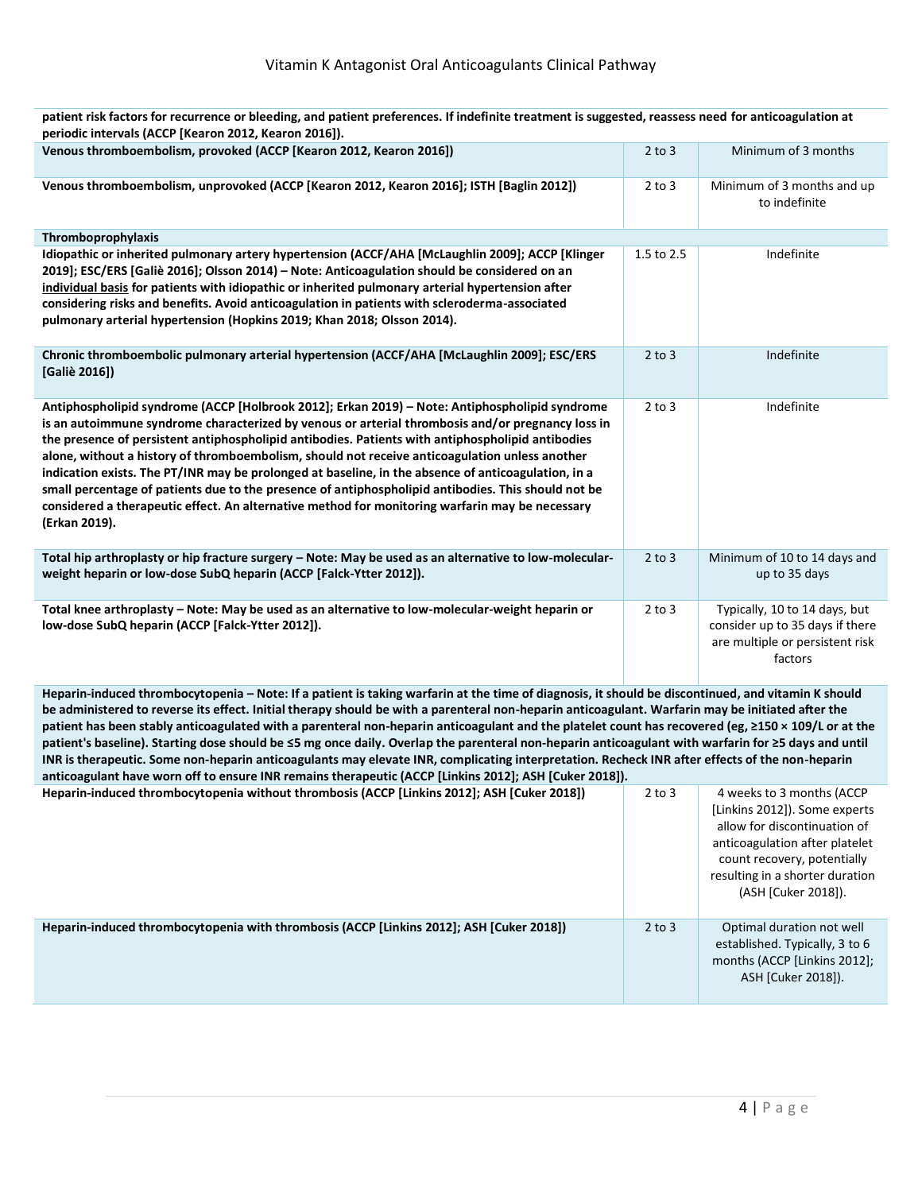| | | |
|---|---|---|
| **patient risk factors for recurrence or bleeding, and patient preferences. If indefinite treatment is suggested, reassess need for anticoagulation at periodic intervals (ACCP [Kearon 2012, Kearon 2016]).** | | |
| **Venous thromboembolism, provoked (ACCP [Kearon 2012, Kearon 2016])** | 2 to 3 | Minimum of 3 months |
| **Venous thromboembolism, unprovoked (ACCP [Kearon 2012, Kearon 2016]; ISTH [Baglin 2012])** | 2 to 3 | Minimum of 3 months and up to indefinite |
| **Thromboprophylaxis** | | |
| **Idiopathic or inherited pulmonary artery hypertension (ACCF/AHA [McLaughlin 2009]; ACCP [Klinger 2019]; ESC/ERS [Galiè 2016]; Olsson 2014) – Note: Anticoagulation should be considered on an individual basis for patients with idiopathic or inherited pulmonary arterial hypertension after considering risks and benefits. Avoid anticoagulation in patients with scleroderma-associated pulmonary arterial hypertension (Hopkins 2019; Khan 2018; Olsson 2014).** | 1.5 to 2.5 | Indefinite |
| **Chronic thromboembolic pulmonary arterial hypertension (ACCF/AHA [McLaughlin 2009]; ESC/ERS [Galiè 2016])** | 2 to 3 | Indefinite |
| **Antiphospholipid syndrome (ACCP [Holbrook 2012]; Erkan 2019) – Note: Antiphospholipid syndrome is an autoimmune syndrome characterized by venous or arterial thrombosis and/or pregnancy loss in the presence of persistent antiphospholipid antibodies. Patients with antiphospholipid antibodies alone, without a history of thromboembolism, should not receive anticoagulation unless another indication exists. The PT/INR may be prolonged at baseline, in the absence of anticoagulation, in a small percentage of patients due to the presence of antiphospholipid antibodies. This should not be considered a therapeutic effect. An alternative method for monitoring warfarin may be necessary (Erkan 2019).** | 2 to 3 | Indefinite |
| **Total hip arthroplasty or hip fracture surgery – Note: May be used as an alternative to low-molecular-weight heparin or low-dose SubQ heparin (ACCP [Falck-Ytter 2012]).** | 2 to 3 | Minimum of 10 to 14 days and up to 35 days |
| **Total knee arthroplasty – Note: May be used as an alternative to low-molecular-weight heparin or low-dose SubQ heparin (ACCP [Falck-Ytter 2012]).** | 2 to 3 | Typically, 10 to 14 days, but consider up to 35 days if there are multiple or persistent risk factors |
| **Heparin-induced thrombocytopenia – Note: If a patient is taking warfarin at the time of diagnosis, it should be discontinued, and vitamin K should be administered to reverse its effect. Initial therapy should be with a parenteral non-heparin anticoagulant. Warfarin may be initiated after the patient has been stably anticoagulated with a parenteral non-heparin anticoagulant and the platelet count has recovered (eg, ≥150 × 109/L or at the patient's baseline). Starting dose should be ≤5 mg once daily. Overlap the parenteral non-heparin anticoagulant with warfarin for ≥5 days and until INR is therapeutic. Some non-heparin anticoagulants may elevate INR, complicating interpretation. Recheck INR after effects of the non-heparin anticoagulant have worn off to ensure INR remains therapeutic (ACCP [Linkins 2012]; ASH [Cuker 2018]).** | | |
| **Heparin-induced thrombocytopenia without thrombosis (ACCP [Linkins 2012]; ASH [Cuker 2018])** | 2 to 3 | 4 weeks to 3 months (ACCP [Linkins 2012]). Some experts allow for discontinuation of anticoagulation after platelet count recovery, potentially resulting in a shorter duration (ASH [Cuker 2018]). |
| **Heparin-induced thrombocytopenia with thrombosis (ACCP [Linkins 2012]; ASH [Cuker 2018])** | 2 to 3 | Optimal duration not well established. Typically, 3 to 6 months (ACCP [Linkins 2012]; ASH [Cuker 2018]). |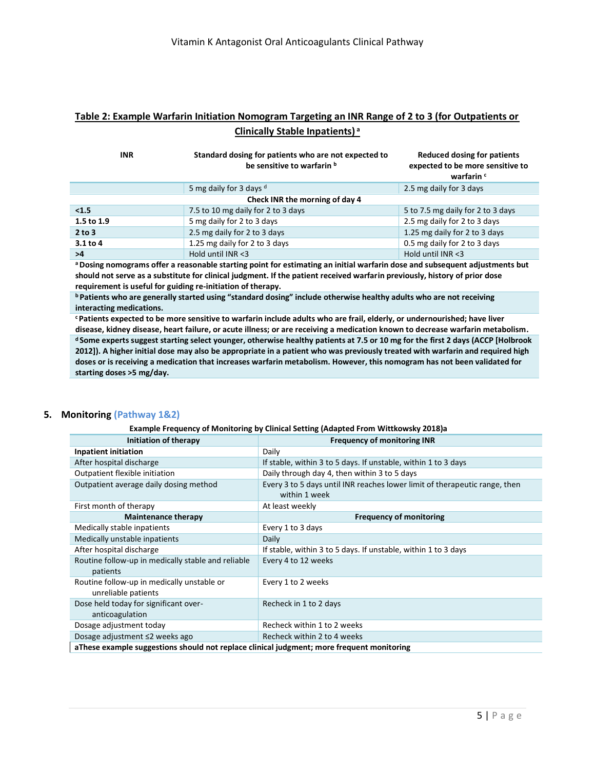## Table 2: Example Warfarin Initiation Nomogram Targeting an INR Range of 2 to 3 (for Outpatients or Clinically Stable Inpatients)[a]

| INR | Standard dosing for patients who are not expected to be sensitive to warfarin[b] | Reduced dosing for patients expected to be more sensitive to warfarin[c] |
|---|---|---|
| | 5 mg daily for 3 days[d] | 2.5 mg daily for 3 days |
| **Check INR the morning of day 4** | | |
| **<1.5** | 7.5 to 10 mg daily for 2 to 3 days | 5 to 7.5 mg daily for 2 to 3 days |
| **1.5 to 1.9** | 5 mg daily for 2 to 3 days | 2.5 mg daily for 2 to 3 days |
| **2 to 3** | 2.5 mg daily for 2 to 3 days | 1.25 mg daily for 2 to 3 days |
| **3.1 to 4** | 1.25 mg daily for 2 to 3 days | 0.5 mg daily for 2 to 3 days |
| **>4** | Hold until INR <3 | Hold until INR <3 |

**[a] Dosing nomograms offer a reasonable starting point for estimating an initial warfarin dose and subsequent adjustments but should not serve as a substitute for clinical judgment. If the patient received warfarin previously, history of prior dose requirement is useful for guiding re-initiation of therapy.**

**[b] Patients who are generally started using "standard dosing" include otherwise healthy adults who are not receiving interacting medications.**

**[c] Patients expected to be more sensitive to warfarin include adults who are frail, elderly, or undernourished; have liver disease, kidney disease, heart failure, or acute illness; or are receiving a medication known to decrease warfarin metabolism.**

**[d] Some experts suggest starting select younger, otherwise healthy patients at 7.5 or 10 mg for the first 2 days (ACCP [Holbrook 2012]). A higher initial dose may also be appropriate in a patient who was previously treated with warfarin and required high doses or is receiving a medication that increases warfarin metabolism. However, this nomogram has not been validated for starting doses >5 mg/day.**

## 5. Monitoring (Pathway 1&2)

**Example Frequency of Monitoring by Clinical Setting (Adapted From Wittkowsky 2018)a**

| Initiation of therapy | Frequency of monitoring INR |
|---|---|
| **Inpatient initiation** | Daily |
| After hospital discharge | If stable, within 3 to 5 days. If unstable, within 1 to 3 days |
| Outpatient flexible initiation | Daily through day 4, then within 3 to 5 days |
| Outpatient average daily dosing method | Every 3 to 5 days until INR reaches lower limit of therapeutic range, then within 1 week |
| First month of therapy | At least weekly |
| **Maintenance therapy** | **Frequency of monitoring** |
| Medically stable inpatients | Every 1 to 3 days |
| Medically unstable inpatients | Daily |
| After hospital discharge | If stable, within 3 to 5 days. If unstable, within 1 to 3 days |
| Routine follow-up in medically stable and reliable patients | Every 4 to 12 weeks |
| Routine follow-up in medically unstable or unreliable patients | Every 1 to 2 weeks |
| Dose held today for significant over-anticoagulation | Recheck in 1 to 2 days |
| Dosage adjustment today | Recheck within 1 to 2 weeks |
| Dosage adjustment ≤2 weeks ago | Recheck within 2 to 4 weeks |

**aThese example suggestions should not replace clinical judgment; more frequent monitoring**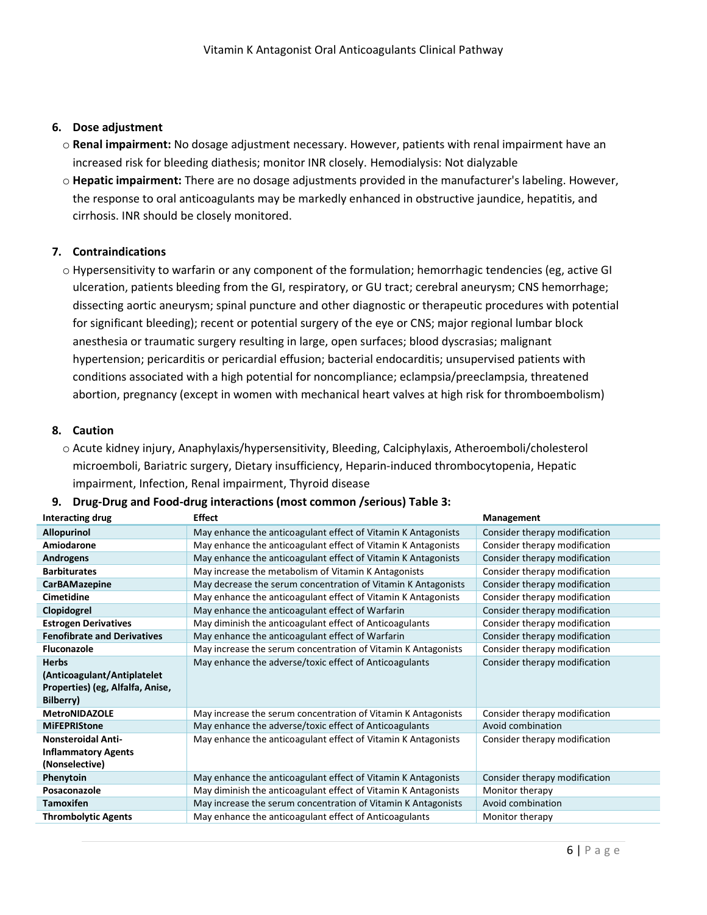## 6. Dose adjustment

- **Renal impairment:** No dosage adjustment necessary. However, patients with renal impairment have an increased risk for bleeding diathesis; monitor INR closely. Hemodialysis: Not dialyzable
- **Hepatic impairment:** There are no dosage adjustments provided in the manufacturer's labeling. However, the response to oral anticoagulants may be markedly enhanced in obstructive jaundice, hepatitis, and cirrhosis. INR should be closely monitored.

## 7. Contraindications

- Hypersensitivity to warfarin or any component of the formulation; hemorrhagic tendencies (eg, active GI ulceration, patients bleeding from the GI, respiratory, or GU tract; cerebral aneurysm; CNS hemorrhage; dissecting aortic aneurysm; spinal puncture and other diagnostic or therapeutic procedures with potential for significant bleeding); recent or potential surgery of the eye or CNS; major regional lumbar block anesthesia or traumatic surgery resulting in large, open surfaces; blood dyscrasias; malignant hypertension; pericarditis or pericardial effusion; bacterial endocarditis; unsupervised patients with conditions associated with a high potential for noncompliance; eclampsia/preeclampsia, threatened abortion, pregnancy (except in women with mechanical heart valves at high risk for thromboembolism)

## 8. Caution

- Acute kidney injury, Anaphylaxis/hypersensitivity, Bleeding, Calciphylaxis, Atheroemboli/cholesterol microemboli, Bariatric surgery, Dietary insufficiency, Heparin-induced thrombocytopenia, Hepatic impairment, Infection, Renal impairment, Thyroid disease

## 9. Drug-Drug and Food-drug interactions (most common /serious) Table 3:

| Interacting drug | Effect | Management |
|---|---|---|
| **Allopurinol** | May enhance the anticoagulant effect of Vitamin K Antagonists | Consider therapy modification |
| **Amiodarone** | May enhance the anticoagulant effect of Vitamin K Antagonists | Consider therapy modification |
| **Androgens** | May enhance the anticoagulant effect of Vitamin K Antagonists | Consider therapy modification |
| **Barbiturates** | May increase the metabolism of Vitamin K Antagonists | Consider therapy modification |
| **CarBAMazepine** | May decrease the serum concentration of Vitamin K Antagonists | Consider therapy modification |
| **Cimetidine** | May enhance the anticoagulant effect of Vitamin K Antagonists | Consider therapy modification |
| **Clopidogrel** | May enhance the anticoagulant effect of Warfarin | Consider therapy modification |
| **Estrogen Derivatives** | May diminish the anticoagulant effect of Anticoagulants | Consider therapy modification |
| **Fenofibrate and Derivatives** | May enhance the anticoagulant effect of Warfarin | Consider therapy modification |
| **Fluconazole** | May increase the serum concentration of Vitamin K Antagonists | Consider therapy modification |
| **Herbs (Anticoagulant/Antiplatelet Properties) (eg, Alfalfa, Anise, Bilberry)** | May enhance the adverse/toxic effect of Anticoagulants | Consider therapy modification |
| **MetroNIDAZOLE** | May increase the serum concentration of Vitamin K Antagonists | Consider therapy modification |
| **MiFEPRIStone** | May enhance the adverse/toxic effect of Anticoagulants | Avoid combination |
| **Nonsteroidal Anti-Inflammatory Agents (Nonselective)** | May enhance the anticoagulant effect of Vitamin K Antagonists | Consider therapy modification |
| **Phenytoin** | May enhance the anticoagulant effect of Vitamin K Antagonists | Consider therapy modification |
| **Posaconazole** | May diminish the anticoagulant effect of Vitamin K Antagonists | Monitor therapy |
| **Tamoxifen** | May increase the serum concentration of Vitamin K Antagonists | Avoid combination |
| **Thrombolytic Agents** | May enhance the anticoagulant effect of Anticoagulants | Monitor therapy |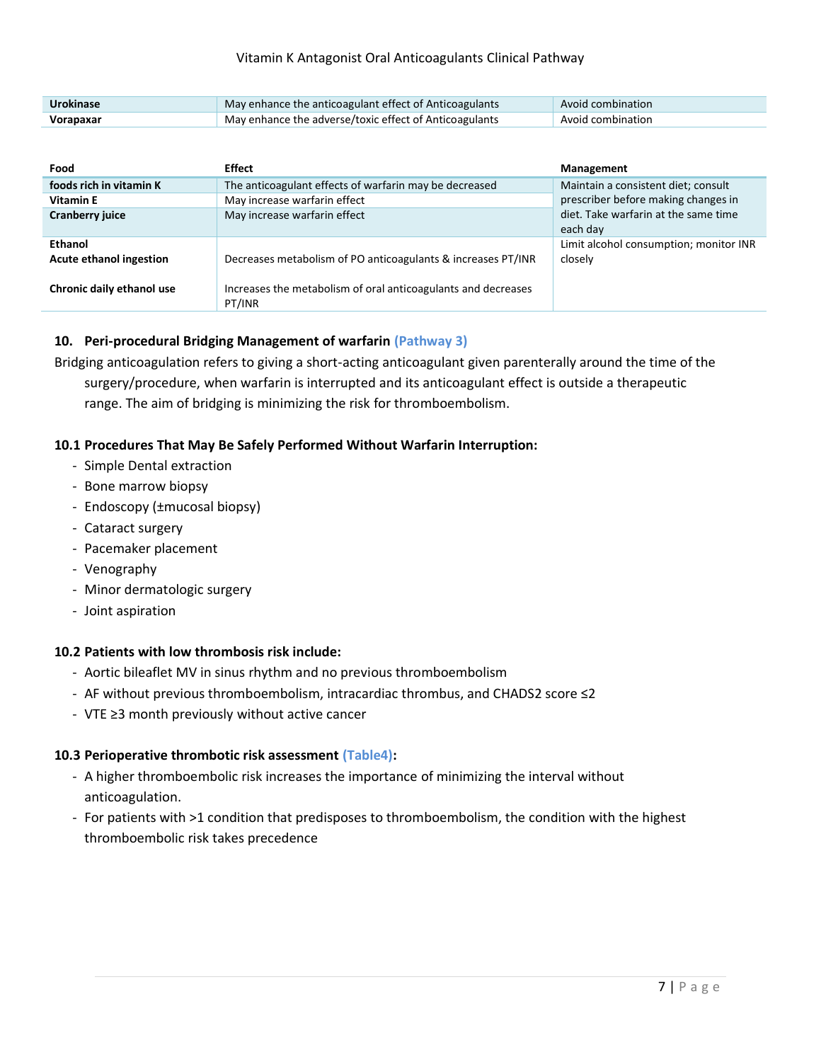| | | |
|---|---|---|
| **Urokinase** | May enhance the anticoagulant effect of Anticoagulants | Avoid combination |
| **Vorapaxar** | May enhance the adverse/toxic effect of Anticoagulants | Avoid combination |

| Food | Effect | Management |
|---|---|---|
| **foods rich in vitamin K** | The anticoagulant effects of warfarin may be decreased | Maintain a consistent diet; consult prescriber before making changes in diet. Take warfarin at the same time each day |
| **Vitamin E** | May increase warfarin effect | |
| **Cranberry juice** | May increase warfarin effect | |
| **Ethanol** | | Limit alcohol consumption; monitor INR closely |
| **Acute ethanol ingestion** | Decreases metabolism of PO anticoagulants & increases PT/INR | |
| **Chronic daily ethanol use** | Increases the metabolism of oral anticoagulants and decreases PT/INR | |

## 10. Peri-procedural Bridging Management of warfarin (Pathway 3)

Bridging anticoagulation refers to giving a short-acting anticoagulant given parenterally around the time of the surgery/procedure, when warfarin is interrupted and its anticoagulant effect is outside a therapeutic range. The aim of bridging is minimizing the risk for thromboembolism.

### 10.1 Procedures That May Be Safely Performed Without Warfarin Interruption:

- Simple Dental extraction
- Bone marrow biopsy
- Endoscopy (±mucosal biopsy)
- Cataract surgery
- Pacemaker placement
- Venography
- Minor dermatologic surgery
- Joint aspiration

### 10.2 Patients with low thrombosis risk include:

- Aortic bileaflet MV in sinus rhythm and no previous thromboembolism
- AF without previous thromboembolism, intracardiac thrombus, and CHADS2 score ≤2
- VTE ≥3 month previously without active cancer

### 10.3 Perioperative thrombotic risk assessment (Table4):

- A higher thromboembolic risk increases the importance of minimizing the interval without anticoagulation.
- For patients with >1 condition that predisposes to thromboembolism, the condition with the highest thromboembolic risk takes precedence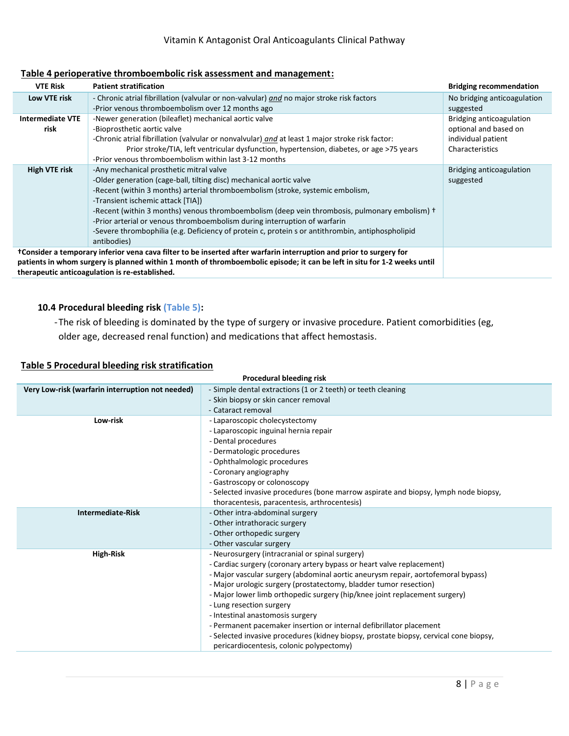## Table 4 perioperative thromboembolic risk assessment and management:

| VTE Risk | Patient stratification | Bridging recommendation |
|---|---|---|
| Low VTE risk | - Chronic atrial fibrillation (valvular or non-valvular) *and* no major stroke risk factors<br>-Prior venous thromboembolism over 12 months ago | No bridging anticoagulation suggested |
| Intermediate VTE risk | -Newer generation (bileaflet) mechanical aortic valve<br>-Bioprosthetic aortic valve<br>-Chronic atrial fibrillation (valvular or nonvalvular) *and* at least 1 major stroke risk factor: Prior stroke/TIA, left ventricular dysfunction, hypertension, diabetes, or age >75 years<br>-Prior venous thromboembolism within last 3-12 months | Bridging anticoagulation optional and based on individual patient Characteristics |
| High VTE risk | -Any mechanical prosthetic mitral valve<br>-Older generation (cage-ball, tilting disc) mechanical aortic valve<br>-Recent (within 3 months) arterial thromboembolism (stroke, systemic embolism,<br>-Transient ischemic attack [TIA])<br>-Recent (within 3 months) venous thromboembolism (deep vein thrombosis, pulmonary embolism) †<br>-Prior arterial or venous thromboembolism during interruption of warfarin<br>-Severe thrombophilia (e.g. Deficiency of protein c, protein s or antithrombin, antiphospholipid antibodies) | Bridging anticoagulation suggested |

**†Consider a temporary inferior vena cava filter to be inserted after warfarin interruption and prior to surgery for patients in whom surgery is planned within 1 month of thromboembolic episode; it can be left in situ for 1-2 weeks until therapeutic anticoagulation is re-established.**

### 10.4 Procedural bleeding risk (Table 5):

- The risk of bleeding is dominated by the type of surgery or invasive procedure. Patient comorbidities (eg, older age, decreased renal function) and medications that affect hemostasis.

## Table 5 Procedural bleeding risk stratification

| | Procedural bleeding risk |
|---|---|
| Very Low-risk (warfarin interruption not needed) | - Simple dental extractions (1 or 2 teeth) or teeth cleaning<br>- Skin biopsy or skin cancer removal<br>- Cataract removal |
| Low-risk | - Laparoscopic cholecystectomy<br>- Laparoscopic inguinal hernia repair<br>- Dental procedures<br>- Dermatologic procedures<br>- Ophthalmologic procedures<br>- Coronary angiography<br>- Gastroscopy or colonoscopy<br>- Selected invasive procedures (bone marrow aspirate and biopsy, lymph node biopsy, thoracentesis, paracentesis, arthrocentesis) |
| Intermediate-Risk | - Other intra-abdominal surgery<br>- Other intrathoracic surgery<br>- Other orthopedic surgery<br>- Other vascular surgery |
| High-Risk | - Neurosurgery (intracranial or spinal surgery)<br>- Cardiac surgery (coronary artery bypass or heart valve replacement)<br>- Major vascular surgery (abdominal aortic aneurysm repair, aortofemoral bypass)<br>- Major urologic surgery (prostatectomy, bladder tumor resection)<br>- Major lower limb orthopedic surgery (hip/knee joint replacement surgery)<br>- Lung resection surgery<br>- Intestinal anastomosis surgery<br>- Permanent pacemaker insertion or internal defibrillator placement<br>- Selected invasive procedures (kidney biopsy, prostate biopsy, cervical cone biopsy, pericardiocentesis, colonic polypectomy) |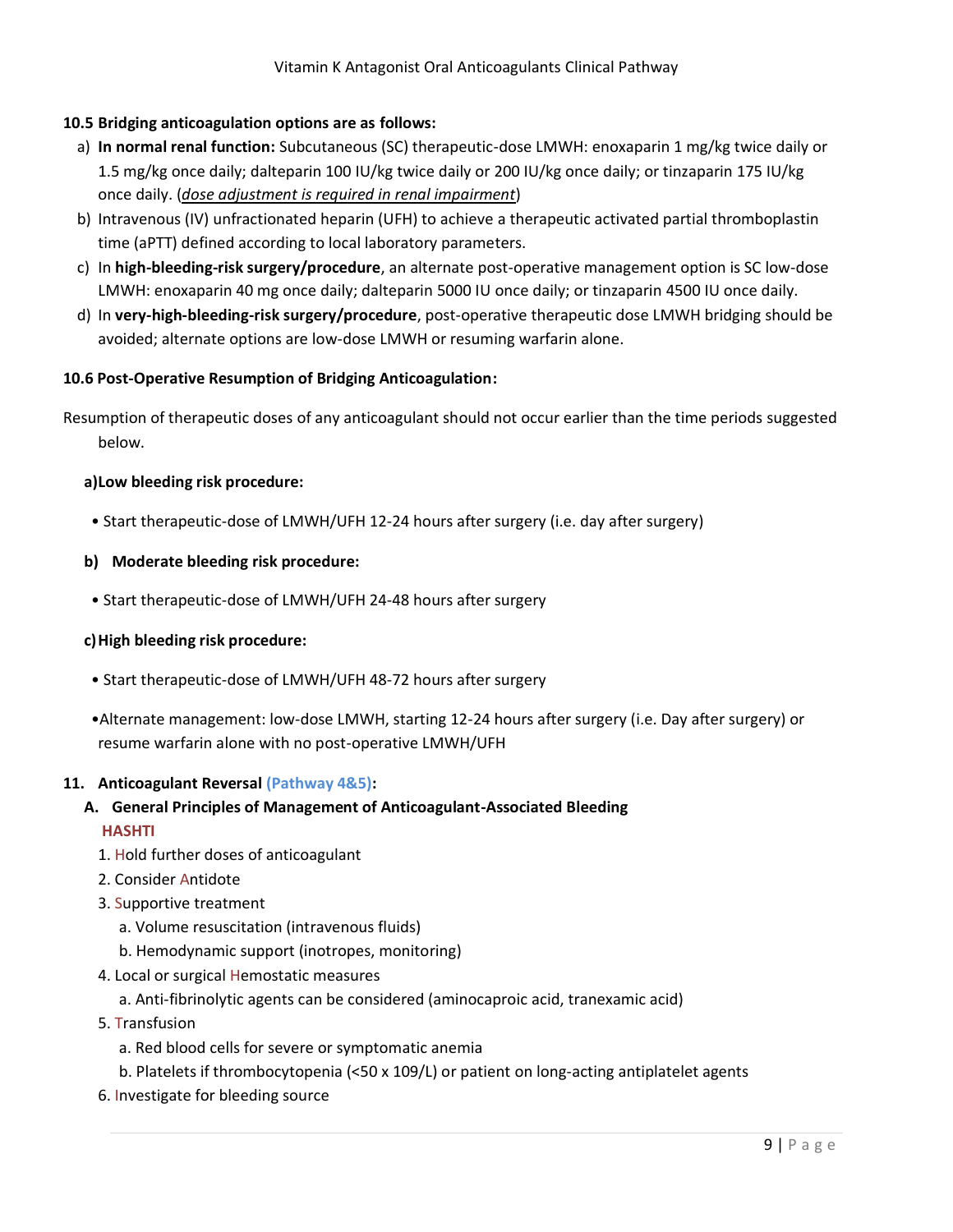### 10.5 Bridging anticoagulation options are as follows:

a) **In normal renal function:** Subcutaneous (SC) therapeutic-dose LMWH: enoxaparin 1 mg/kg twice daily or 1.5 mg/kg once daily; dalteparin 100 IU/kg twice daily or 200 IU/kg once daily; or tinzaparin 175 IU/kg once daily. (*dose adjustment is required in renal impairment*)

b) Intravenous (IV) unfractionated heparin (UFH) to achieve a therapeutic activated partial thromboplastin time (aPTT) defined according to local laboratory parameters.

c) In **high-bleeding-risk surgery/procedure**, an alternate post-operative management option is SC low-dose LMWH: enoxaparin 40 mg once daily; dalteparin 5000 IU once daily; or tinzaparin 4500 IU once daily.

d) In **very-high-bleeding-risk surgery/procedure**, post-operative therapeutic dose LMWH bridging should be avoided; alternate options are low-dose LMWH or resuming warfarin alone.

### 10.6 Post-Operative Resumption of Bridging Anticoagulation:

Resumption of therapeutic doses of any anticoagulant should not occur earlier than the time periods suggested below.

**a) Low bleeding risk procedure:**

- Start therapeutic-dose of LMWH/UFH 12-24 hours after surgery (i.e. day after surgery)

**b) Moderate bleeding risk procedure:**

- Start therapeutic-dose of LMWH/UFH 24-48 hours after surgery

**c) High bleeding risk procedure:**

- Start therapeutic-dose of LMWH/UFH 48-72 hours after surgery
- Alternate management: low-dose LMWH, starting 12-24 hours after surgery (i.e. Day after surgery) or resume warfarin alone with no post-operative LMWH/UFH

## 11. Anticoagulant Reversal (Pathway 4&5):

### A. General Principles of Management of Anticoagulant-Associated Bleeding

**HASHTI**

1. Hold further doses of anticoagulant
2. Consider Antidote
3. Supportive treatment
   a. Volume resuscitation (intravenous fluids)
   b. Hemodynamic support (inotropes, monitoring)
4. Local or surgical Hemostatic measures
   a. Anti-fibrinolytic agents can be considered (aminocaproic acid, tranexamic acid)
5. Transfusion
   a. Red blood cells for severe or symptomatic anemia
   b. Platelets if thrombocytopenia (<50 x 109/L) or patient on long-acting antiplatelet agents
6. Investigate for bleeding source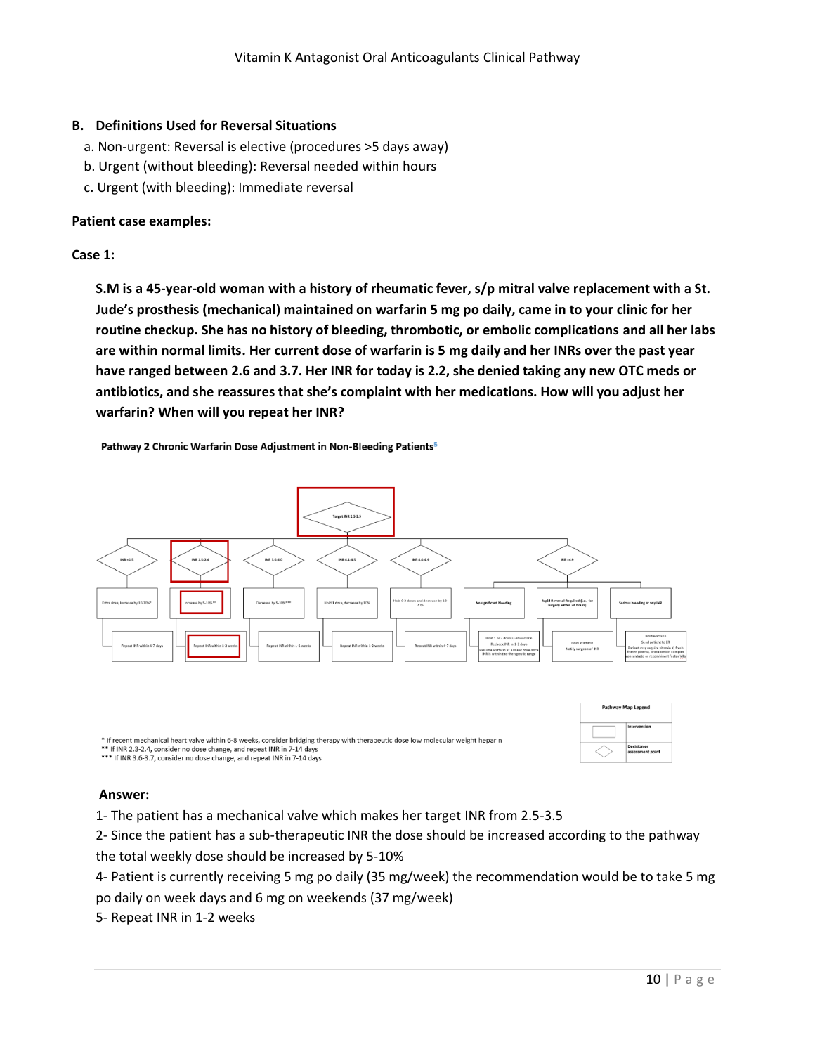## B. Definitions Used for Reversal Situations

a. Non-urgent: Reversal is elective (procedures >5 days away)
b. Urgent (without bleeding): Reversal needed within hours
c. Urgent (with bleeding): Immediate reversal

**Patient case examples:**

**Case 1:**

**S.M is a 45-year-old woman with a history of rheumatic fever, s/p mitral valve replacement with a St. Jude's prosthesis (mechanical) maintained on warfarin 5 mg po daily, came in to your clinic for her routine checkup. She has no history of bleeding, thrombotic, or embolic complications and all her labs are within normal limits. Her current dose of warfarin is 5 mg daily and her INRs over the past year have ranged between 2.6 and 3.7. Her INR for today is 2.2, she denied taking any new OTC meds or antibiotics, and she reassures that she's complaint with her medications. How will you adjust her warfarin? When will you repeat her INR?**

**Pathway 2 Chronic Warfarin Dose Adjustment in Non-Bleeding Patients**[5]

Target INR 2.5-3.5

- INR <1.5 → Extra dose, increase by 10-20%* → Repeat INR within 4-7 days
- INR 1.5-2.4 → Increase by 5-10%** → Repeat INR within 1-2 weeks
- INR 3.6-4.0 → Decrease by 5-10%*** → Repeat INR within 1-2 weeks
- INR 4.1-4.5 → Hold 1 dose, decrease by 10% → Repeat INR within 1-2 weeks
- INR 4.6-4.9 → Hold 0-2 doses and decrease by 10-20% → Repeat INR within 4-7 days
- INR >4.9
  - No significant bleeding → Hold 1 or 2 dose(s) of warfarin. Recheck INR in 1-2 days. Resume warfarin at a lower dose once INR is within the therapeutic range
  - Rapid Reversal Required (i.e., for surgery within 24 hours) → Hold Warfarin. Notify surgeon of INR
  - Serious bleeding at any INR → Hold warfarin. Send patient to ER. Patient may require vitamin K, fresh frozen plasma, prothrombin complex concentrate or recombinant factor VIIa

\* If recent mechanical heart valve within 6-8 weeks, consider bridging therapy with therapeutic dose low molecular weight heparin
\** If INR 2.3-2.4, consider no dose change, and repeat INR in 7-14 days
\*** If INR 3.6-3.7, consider no dose change, and repeat INR in 7-14 days

| Pathway Map Legend | |
|---|---|
| ▭ | Intervention |
| ◇ | Decision or assessment point |

**Answer:**

1- The patient has a mechanical valve which makes her target INR from 2.5-3.5
2- Since the patient has a sub-therapeutic INR the dose should be increased according to the pathway the total weekly dose should be increased by 5-10%
4- Patient is currently receiving 5 mg po daily (35 mg/week) the recommendation would be to take 5 mg po daily on week days and 6 mg on weekends (37 mg/week)
5- Repeat INR in 1-2 weeks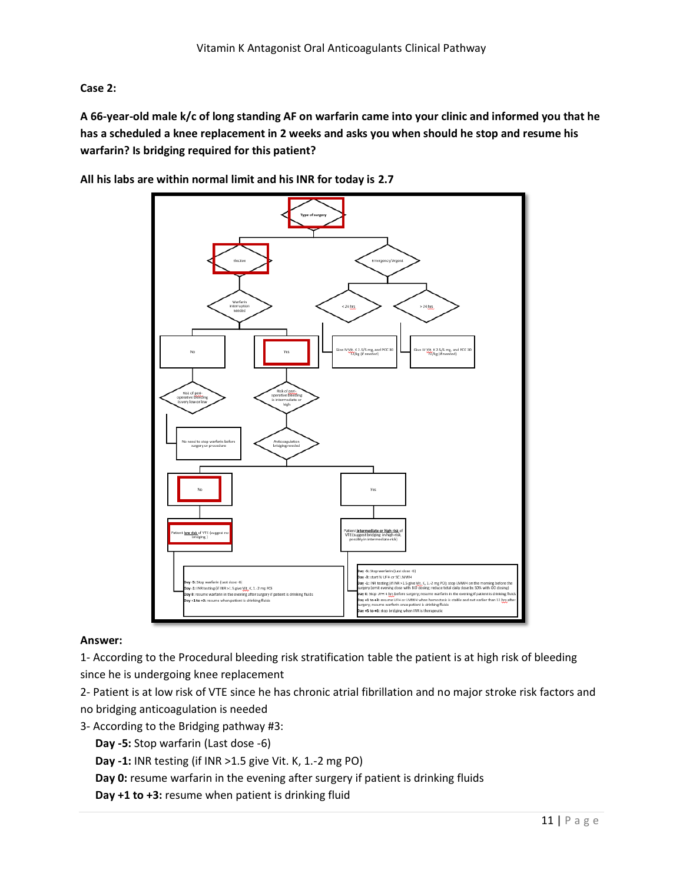**Case 2:**

**A 66-year-old male k/c of long standing AF on warfarin came into your clinic and informed you that he has a scheduled a knee replacement in 2 weeks and asks you when should he stop and resume his warfarin? Is bridging required for this patient?**

**All his labs are within normal limit and his INR for today is 2.7**

Type of surgery

- Elective
  - Warfarin interruption needed
    - No
      - Risk of peri-operative bleeding is very low or low
        - No need to stop warfarin before surgery or procedure
    - Yes
      - Risk of peri-operative bleeding is intermediate or high
        - Anticoagulation bridging needed
          - No
            - Patient low risk of VTE (suggest no bridging)
              - **Day -5:** Stop warfarin (last dose -6)
              - **Day -1:** INR testing (if INR >1.5 give Vit. K, 1.-2 mg PO)
              - **Day 0:** resume warfarin in the evening after surgery if patient is drinking fluids
              - **Day +1 to +3:** resume when patient is drinking fluids
          - Yes
            - Patient intermediate or high risk of VTE (suggest bridging in high-risk, possibly in intermediate-risk)
              - **Day -5:** Stop warfarin (Last dose -6)
              - **Day -3:** start IV UFH or SC LMWH
              - **Day -1:** INR testing (if INR >1.5 give Vit. K, 1.-2 mg PO); stop LMWH on the morning before the surgery (omit evening dose with BID dosing; reduce total daily dose by 50% with OD dosing)
              - **Day 0:** Stop UFH 4 hrs before surgery; resume warfarin in the evening if patient is drinking fluids
              - **Day +1 to +3:** resume UFH or LMWH when hemostasis is stable and not earlier than 12 hrs after surgery; resume warfarin once patient is drinking fluids
              - **Day +5 to +6:** stop bridging when INR is therapeutic
- Emergency/Urgent
  - < 24 hrs
    - Give IV Vit. K 2.5/5 mg, and PCC 30 IU/kg (if needed)
  - > 24 hrs
    - Give IV Vit. K 2.5/5 mg, and PCC 30 IU/kg (if needed)

**Answer:**

1- According to the Procedural bleeding risk stratification table the patient is at high risk of bleeding since he is undergoing knee replacement

2- Patient is at low risk of VTE since he has chronic atrial fibrillation and no major stroke risk factors and no bridging anticoagulation is needed

3- According to the Bridging pathway #3:

**Day -5:** Stop warfarin (Last dose -6)

**Day -1:** INR testing (if INR >1.5 give Vit. K, 1.-2 mg PO)

**Day 0:** resume warfarin in the evening after surgery if patient is drinking fluids

**Day +1 to +3:** resume when patient is drinking fluid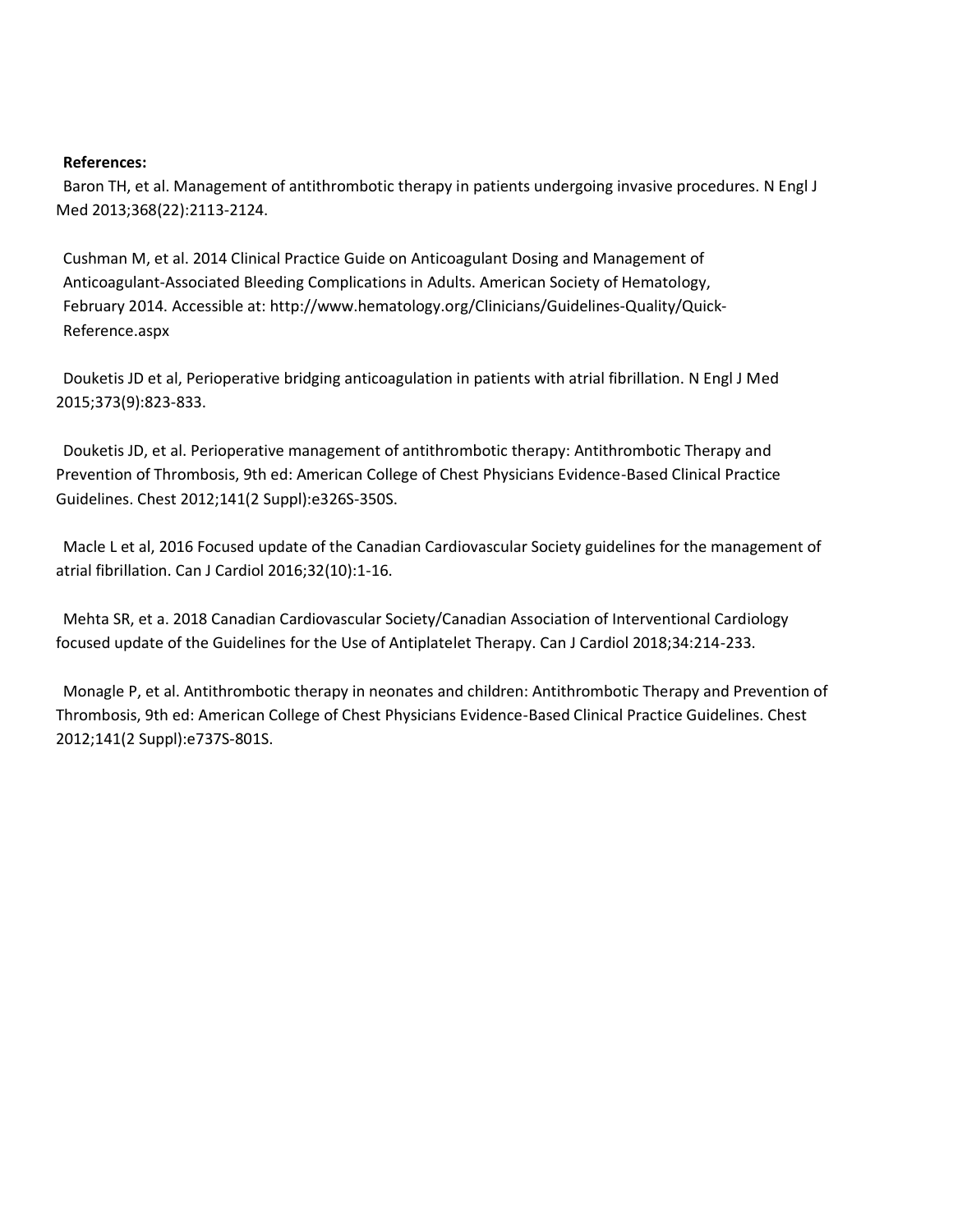**References:**

Baron TH, et al. Management of antithrombotic therapy in patients undergoing invasive procedures. N Engl J Med 2013;368(22):2113-2124.

Cushman M, et al. 2014 Clinical Practice Guide on Anticoagulant Dosing and Management of Anticoagulant-Associated Bleeding Complications in Adults. American Society of Hematology, February 2014. Accessible at: http://www.hematology.org/Clinicians/Guidelines-Quality/Quick-Reference.aspx

Douketis JD et al, Perioperative bridging anticoagulation in patients with atrial fibrillation. N Engl J Med 2015;373(9):823-833.

Douketis JD, et al. Perioperative management of antithrombotic therapy: Antithrombotic Therapy and Prevention of Thrombosis, 9th ed: American College of Chest Physicians Evidence-Based Clinical Practice Guidelines. Chest 2012;141(2 Suppl):e326S-350S.

Macle L et al, 2016 Focused update of the Canadian Cardiovascular Society guidelines for the management of atrial fibrillation. Can J Cardiol 2016;32(10):1-16.

Mehta SR, et a. 2018 Canadian Cardiovascular Society/Canadian Association of Interventional Cardiology focused update of the Guidelines for the Use of Antiplatelet Therapy. Can J Cardiol 2018;34:214-233.

Monagle P, et al. Antithrombotic therapy in neonates and children: Antithrombotic Therapy and Prevention of Thrombosis, 9th ed: American College of Chest Physicians Evidence-Based Clinical Practice Guidelines. Chest 2012;141(2 Suppl):e737S-801S.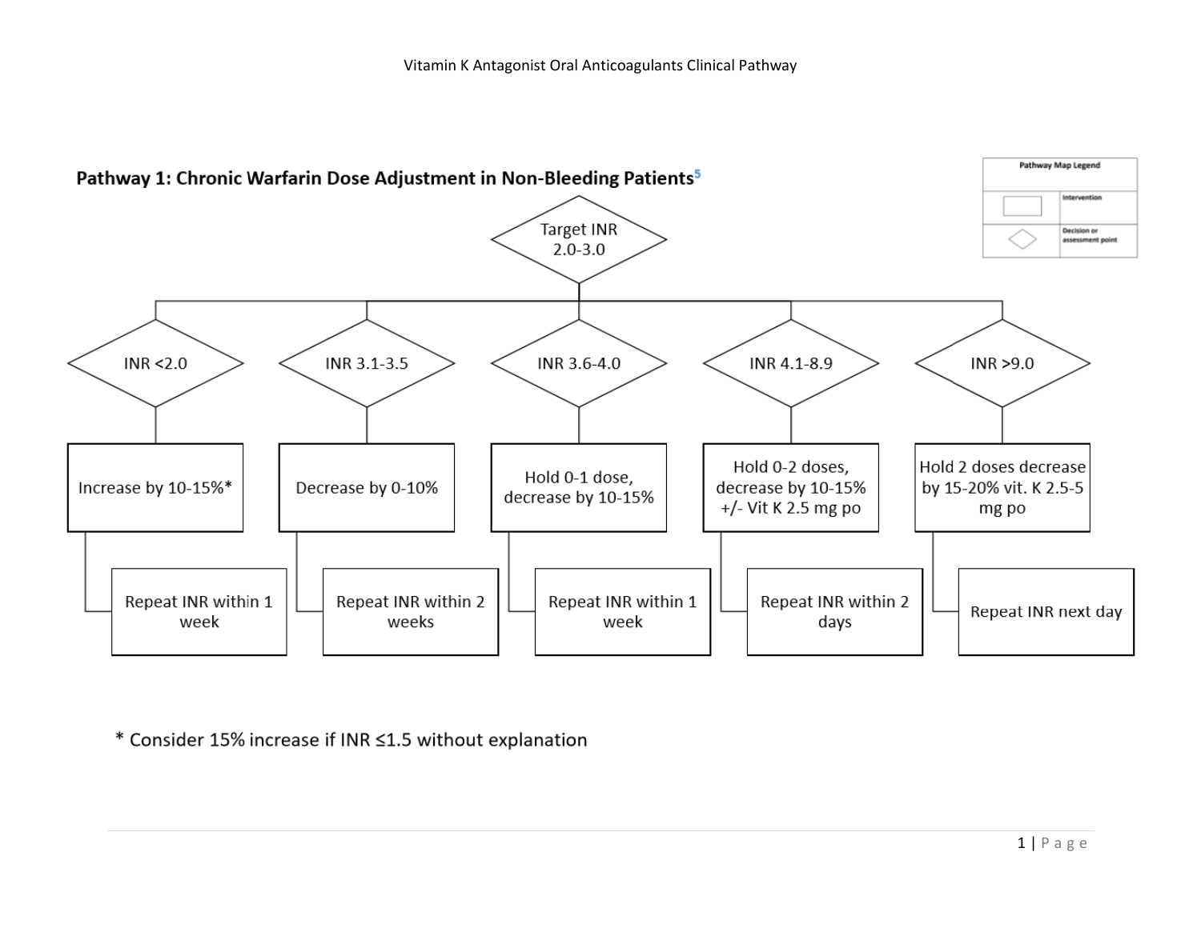## Pathway 1: Chronic Warfarin Dose Adjustment in Non-Bleeding Patients[5]

Pathway Map Legend

| Symbol | Meaning |
|---|---|
| Rectangle | Intervention |
| Diamond | Decision or assessment point |

Target INR 2.0-3.0

| INR | Intervention | Follow-up |
|---|---|---|
| INR <2.0 | Increase by 10-15%* | Repeat INR within 1 week |
| INR 3.1-3.5 | Decrease by 0-10% | Repeat INR within 2 weeks |
| INR 3.6-4.0 | Hold 0-1 dose, decrease by 10-15% | Repeat INR within 1 week |
| INR 4.1-8.9 | Hold 0-2 doses, decrease by 10-15% +/- Vit K 2.5 mg po | Repeat INR within 2 days |
| INR >9.0 | Hold 2 doses decrease by 15-20% vit. K 2.5-5 mg po | Repeat INR next day |

* Consider 15% increase if INR ≤1.5 without explanation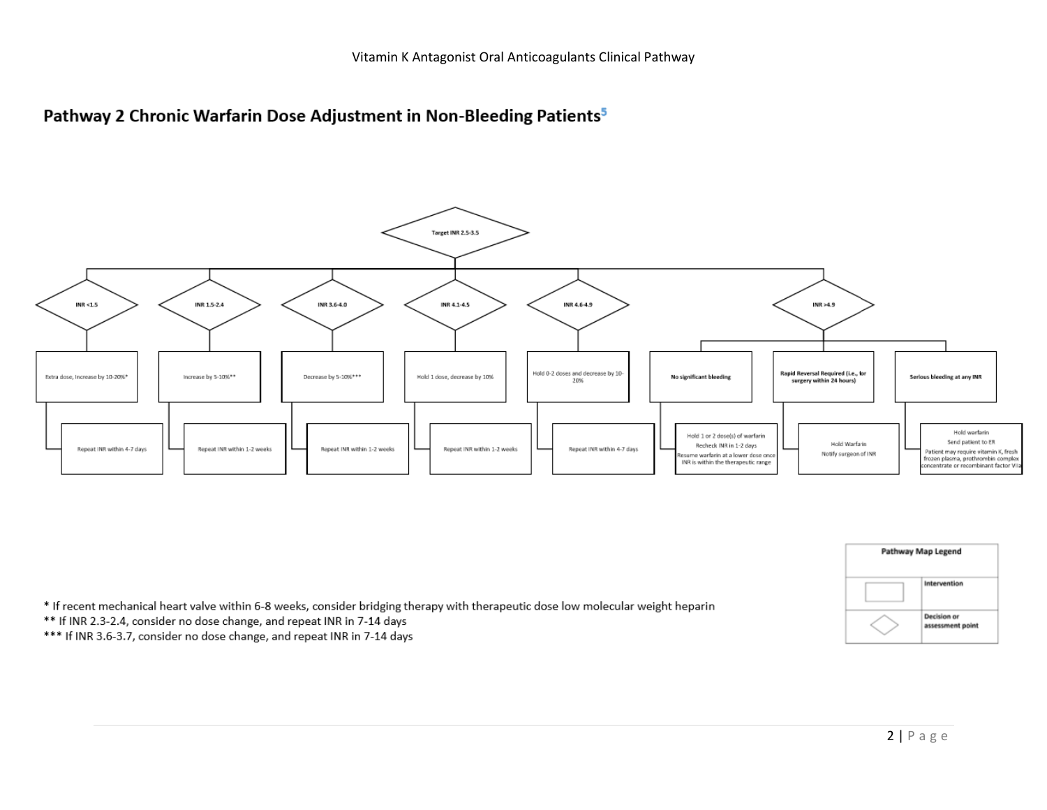## Pathway 2 Chronic Warfarin Dose Adjustment in Non-Bleeding Patients[5]

Target INR 2.5-3.5

- **INR <1.5**
  - Extra dose, increase by 10-20%*
    - Repeat INR within 4-7 days
- **INR 1.5-2.4**
  - Increase by 5-10%**
    - Repeat INR within 1-2 weeks
- **INR 3.6-4.0**
  - Decrease by 5-10%***
    - Repeat INR within 1-2 weeks
- **INR 4.1-4.5**
  - Hold 1 dose, decrease by 10%
    - Repeat INR within 1-2 weeks
- **INR 4.6-4.9**
  - Hold 0-2 doses and decrease by 10-20%
    - Repeat INR within 4-7 days
- **INR >4.9**
  - **No significant bleeding**
    - Hold 1 or 2 dose(s) of warfarin
    - Recheck INR in 1-2 days
    - Resume warfarin at a lower dose once INR is within the therapeutic range
  - **Rapid Reversal Required (i.e., for surgery within 24 hours)**
    - Hold Warfarin
    - Notify surgeon of INR
  - **Serious bleeding at any INR**
    - Hold warfarin
    - Send patient to ER
    - Patient may require vitamin K, fresh frozen plasma, prothrombin complex concentrate or recombinant factor VIIa

| Pathway Map Legend | |
|---|---|
| Rectangle | Intervention |
| Diamond | Decision or assessment point |

\* If recent mechanical heart valve within 6-8 weeks, consider bridging therapy with therapeutic dose low molecular weight heparin

** If INR 2.3-2.4, consider no dose change, and repeat INR in 7-14 days

*** If INR 3.6-3.7, consider no dose change, and repeat INR in 7-14 days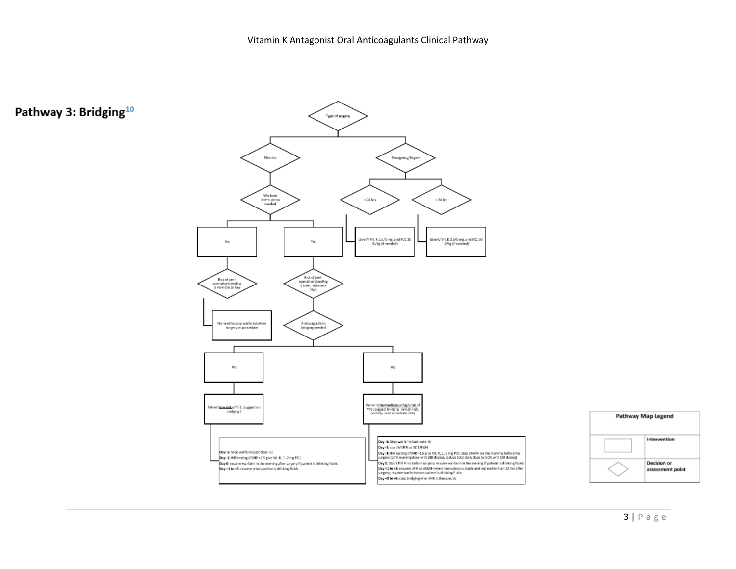## Pathway 3: Bridging[10]

Type of surgery

- Elective
  - Warfarin interruption needed
    - No
      - Risk of peri-operative bleeding is very low or low
        - No need to stop warfarin before surgery or procedure
    - Yes
      - Risk of peri-operative bleeding is intermediate or high
        - Anticoagulation bridging needed
          - No
            - Patient **low risk** of VTE (suggest no bridging)
              - **Day -5:** Stop warfarin (Last dose -6)
              - **Day -1:** INR testing (if INR >1.5 give Vit. K, 1-2 mg PO)
              - **Day 0:** resume warfarin in the evening after surgery if patient is drinking fluids
              - **Day +1 to +3:** resume when patient is drinking fluids
          - Yes
            - Patient **intermediate or high risk** of VTE (suggest bridging in high-risk, possibly in intermediate-risk)
              - **Day -5:** Stop warfarin (Last dose -6)
              - **Day -3:** start IV UFH or SC LMWH
              - **Day -1:** INR testing (if INR >1.5 give Vit. K, 1-2 mg PO); stop LMWH on the morning before the surgery (omit evening dose with BID dosing; reduce total daily dose by 50% with OD dosing)
              - **Day 0:** Stop UFH 4 hrs before surgery; resume warfarin in the evening if patient is drinking fluids
              - **Day +1 to +3:** resume UFH or LMWH when hemostasis is stable and not earlier than 12 hrs after surgery; resume warfarin once patient is drinking fluids
              - **Day +5 to +6:** stop bridging when INR is therapeutic
- Emergency/Urgent
  - < 24 hrs
    - Give IV Vit. K 2.5/5 mg, and PCC 30 IU/kg (if needed)
  - > 24 hrs
    - Give IV Vit. K 2.5/5 mg, and PCC 30 IU/kg (if needed)

| Pathway Map Legend | |
|---|---|
| Rectangle | Intervention |
| Diamond | Decision or assessment point |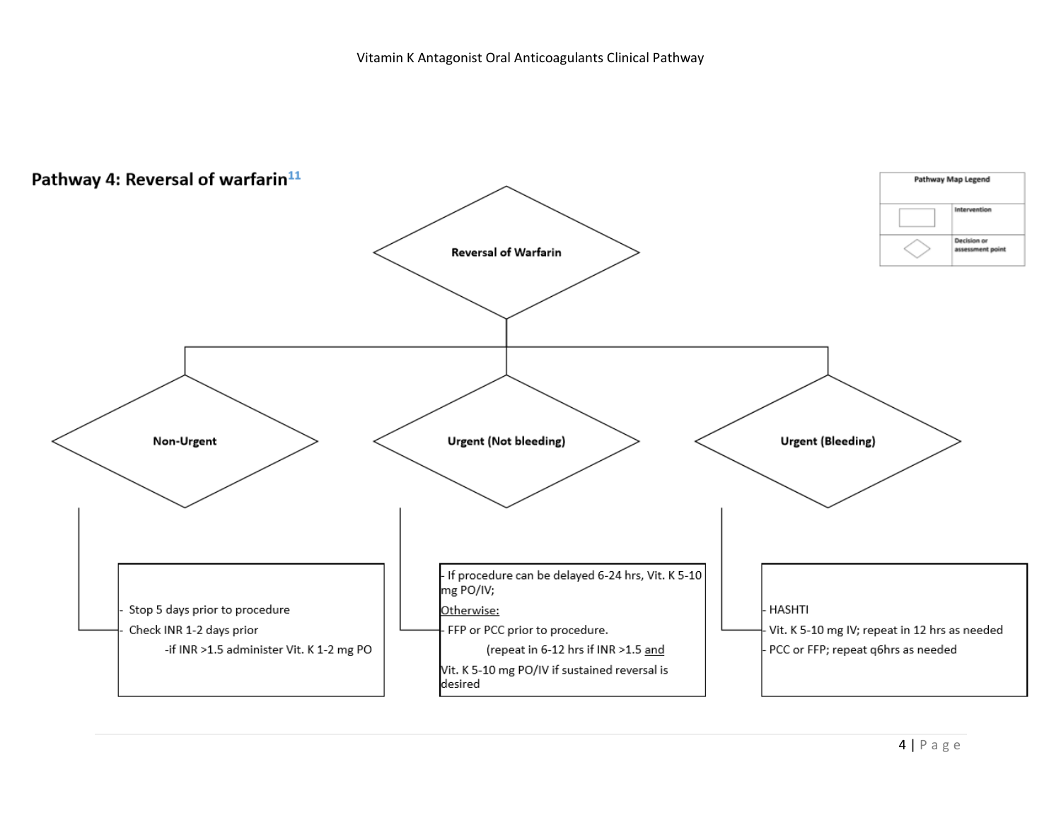## Pathway 4: Reversal of warfarin[11]

| Pathway Map Legend | |
|---|---|
| ▭ | Intervention |
| ◇ | Decision or assessment point |

**Reversal of Warfarin**

**Non-Urgent**

- Stop 5 days prior to procedure
- Check INR 1-2 days prior
  - if INR >1.5 administer Vit. K 1-2 mg PO

**Urgent (Not bleeding)**

- If procedure can be delayed 6-24 hrs, Vit. K 5-10 mg PO/IV;

Otherwise:

- FFP or PCC prior to procedure.
  (repeat in 6-12 hrs if INR >1.5 and

Vit. K 5-10 mg PO/IV if sustained reversal is desired

**Urgent (Bleeding)**

- HASHTI
- Vit. K 5-10 mg IV; repeat in 12 hrs as needed
- PCC or FFP; repeat q6hrs as needed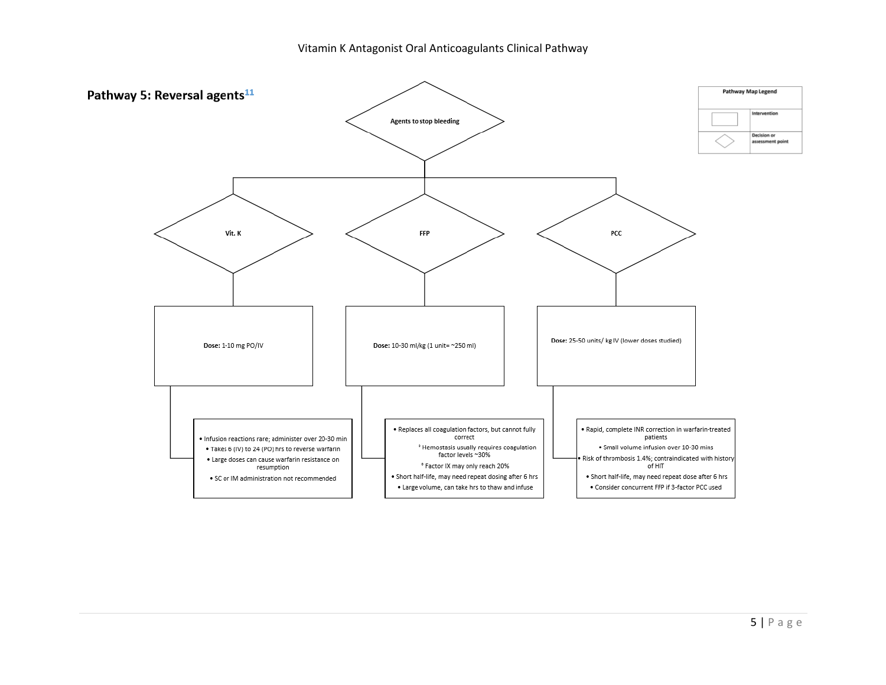## Pathway 5: Reversal agents[11]

**Pathway Map Legend**

- Rectangle: Intervention
- Diamond: Decision or assessment point

**Agents to stop bleeding**

### Vit. K

**Dose:** 1-10 mg PO/IV

- Infusion reactions rare; administer over 20-30 min
- Takes 6 (IV) to 24 (PO) hrs to reverse warfarin
- Large doses can cause warfarin resistance on resumption
- SC or IM administration not recommended

### FFP

**Dose:** 10-30 ml/kg (1 unit= ~250 ml)

- Replaces all coagulation factors, but cannot fully correct
  - Hemostasis usually requires coagulation factor levels ~30%
  - Factor IX may only reach 20%
- Short half-life, may need repeat dosing after 6 hrs
- Large volume, can take hrs to thaw and infuse

### PCC

**Dose:** 25-50 units/ kg IV (lower doses studied)

- Rapid, complete INR correction in warfarin-treated patients
- Small volume infusion over 10-30 mins
- Risk of thrombosis 1.4%; contraindicated with history of HIT
- Short half-life, may need repeat dose after 6 hrs
- Consider concurrent FFP if 3-factor PCC used